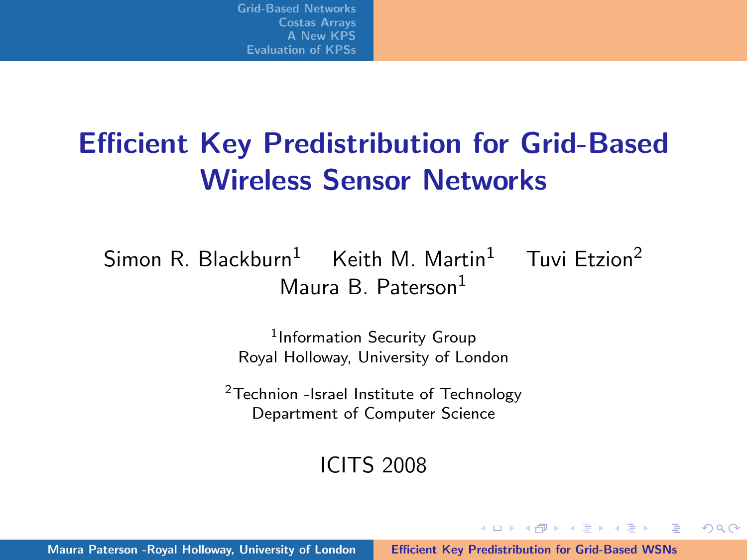# Efficient Key Predistribution for Grid-Based Wireless Sensor Networks

Simon R. Blackburn[1] Keith M. Martin[1] Tuvi Etzion[2]
Maura B. Paterson[1]

[1]Information Security Group
Royal Holloway, University of London

[2]Technion -Israel Institute of Technology
Department of Computer Science

ICITS 2008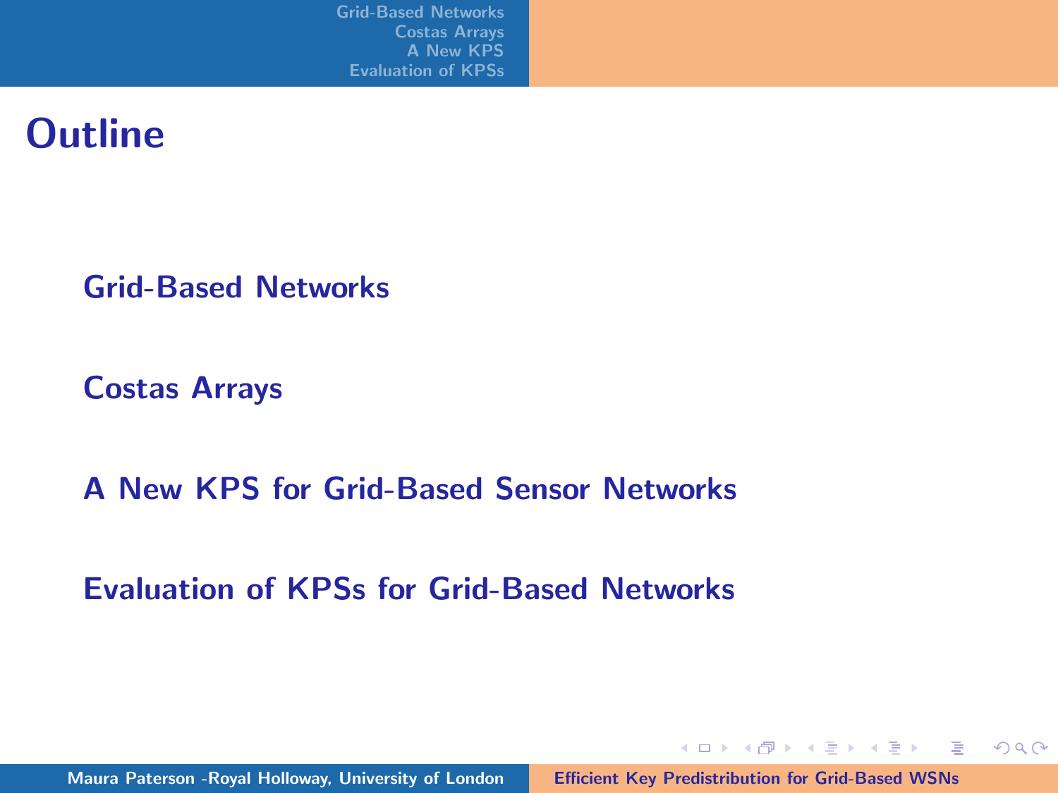# Outline

- Grid-Based Networks
- Costas Arrays
- A New KPS for Grid-Based Sensor Networks
- Evaluation of KPSs for Grid-Based Networks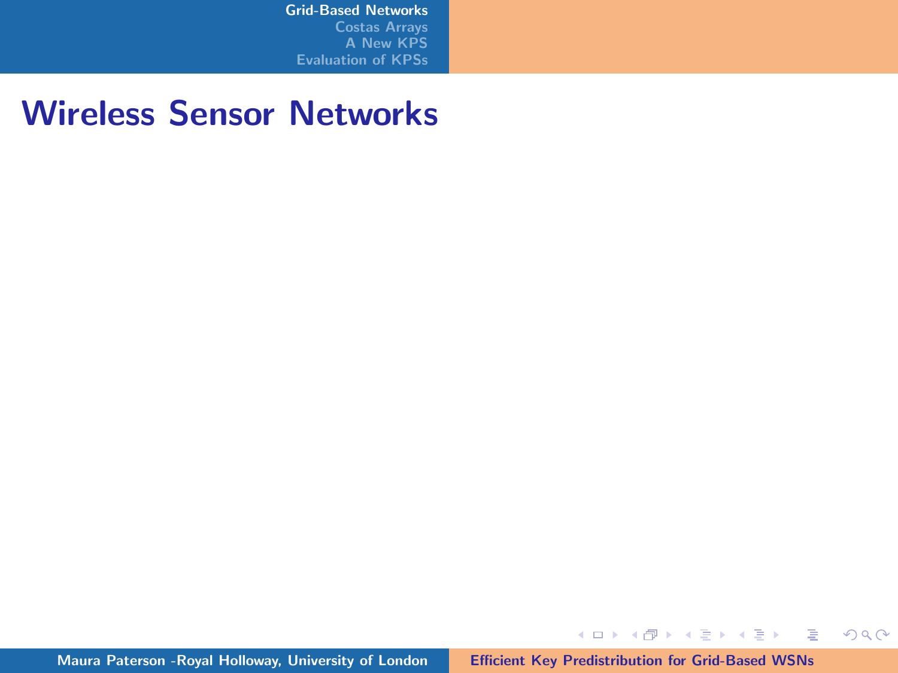# Wireless Sensor Networks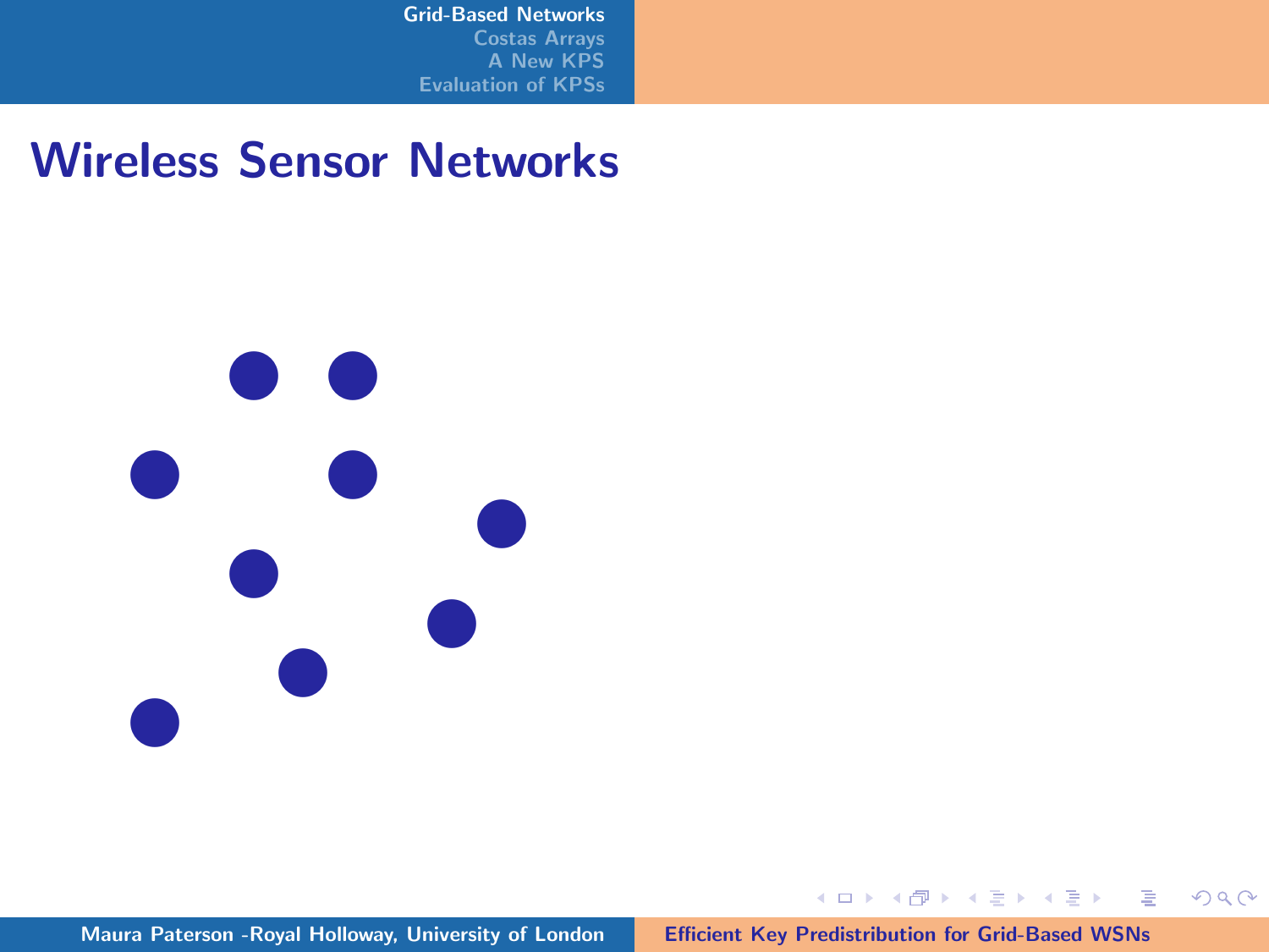# Wireless Sensor Networks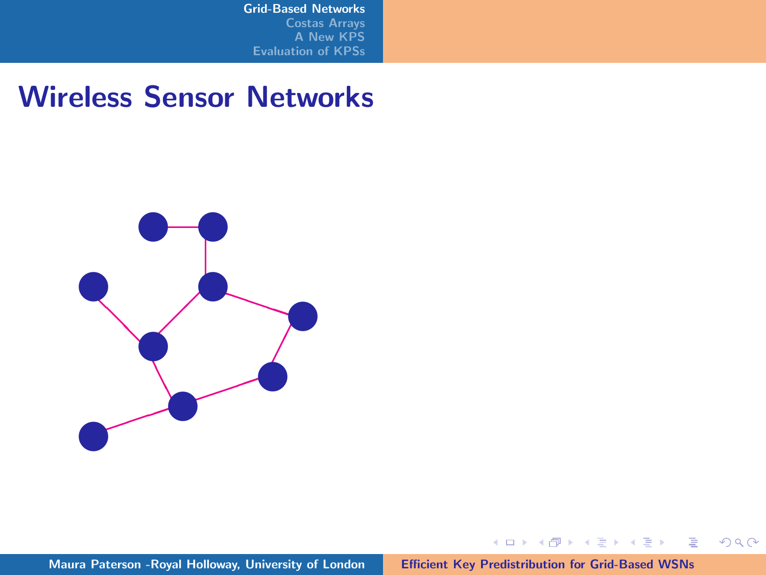# Wireless Sensor Networks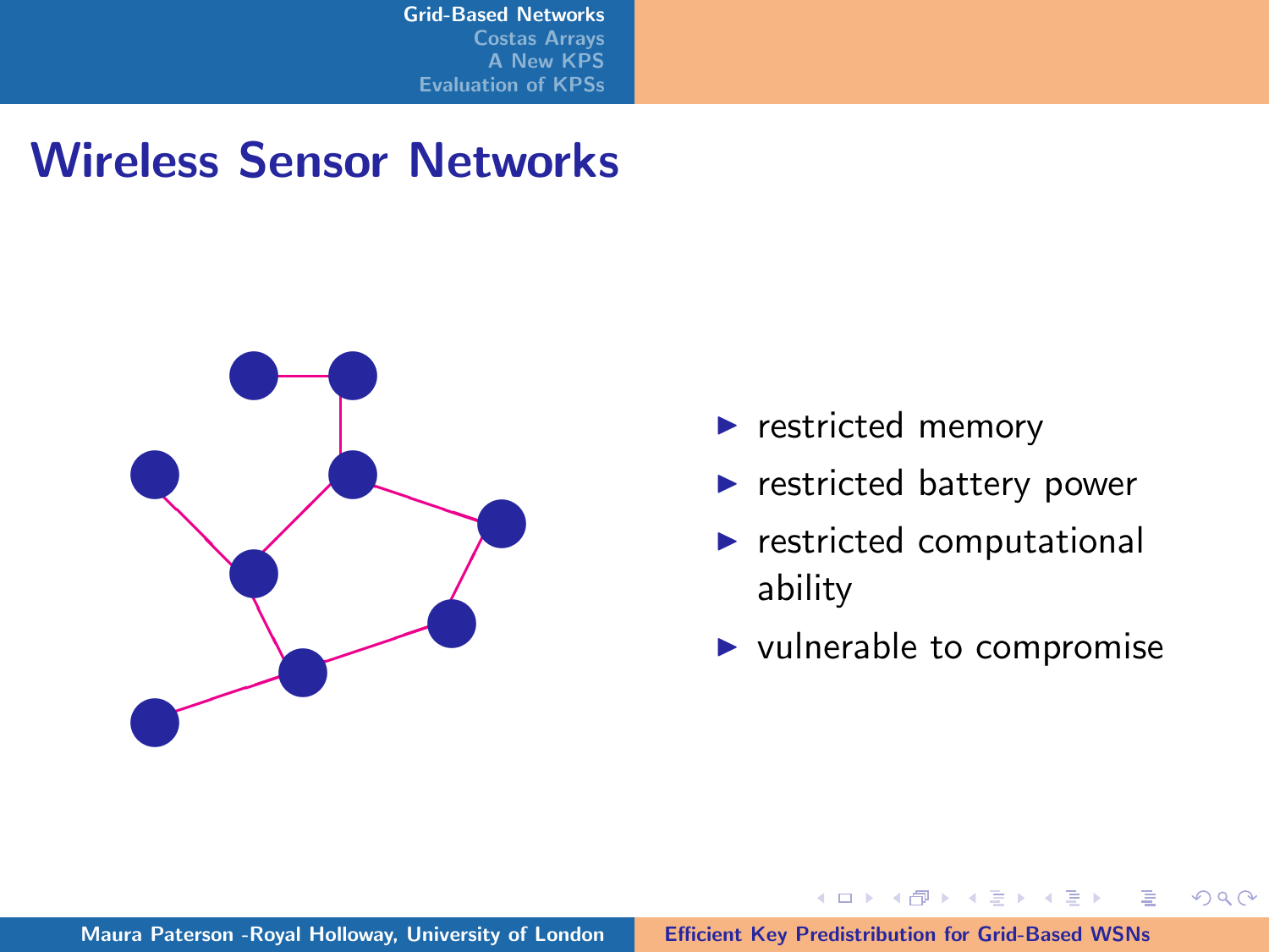# Wireless Sensor Networks

- restricted memory
- restricted battery power
- restricted computational ability
- vulnerable to compromise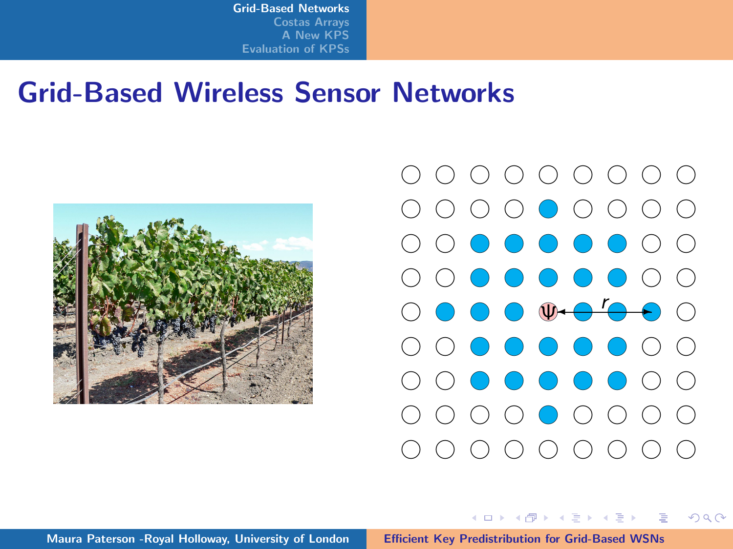# Grid-Based Wireless Sensor Networks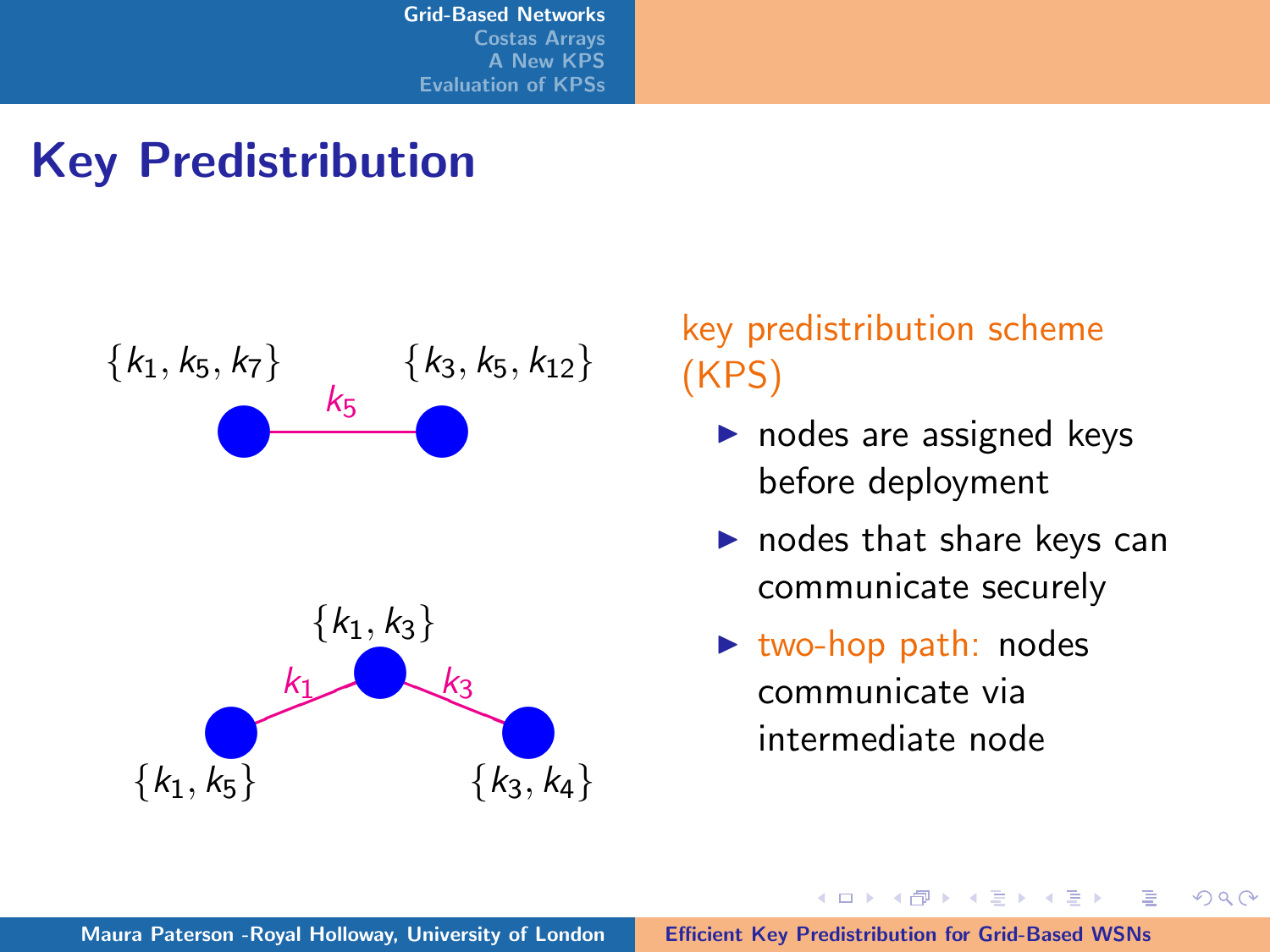# Key Predistribution

$\{k_1, k_5, k_7\}$ $\{k_3, k_5, k_{12}\}$

$k_5$

$\{k_1, k_3\}$

$k_1$ $k_3$

$\{k_1, k_5\}$ $\{k_3, k_4\}$

key predistribution scheme (KPS)

- nodes are assigned keys before deployment
- nodes that share keys can communicate securely
- two-hop path: nodes communicate via intermediate node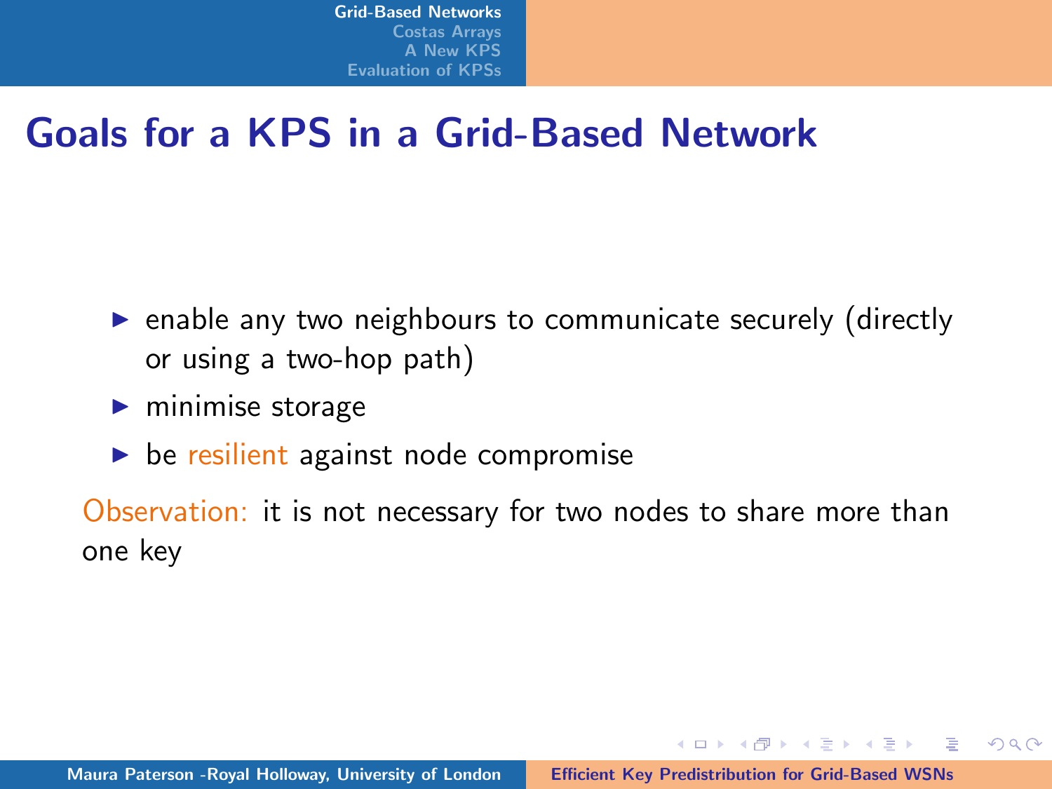# Goals for a KPS in a Grid-Based Network

- enable any two neighbours to communicate securely (directly or using a two-hop path)
- minimise storage
- be resilient against node compromise

Observation: it is not necessary for two nodes to share more than one key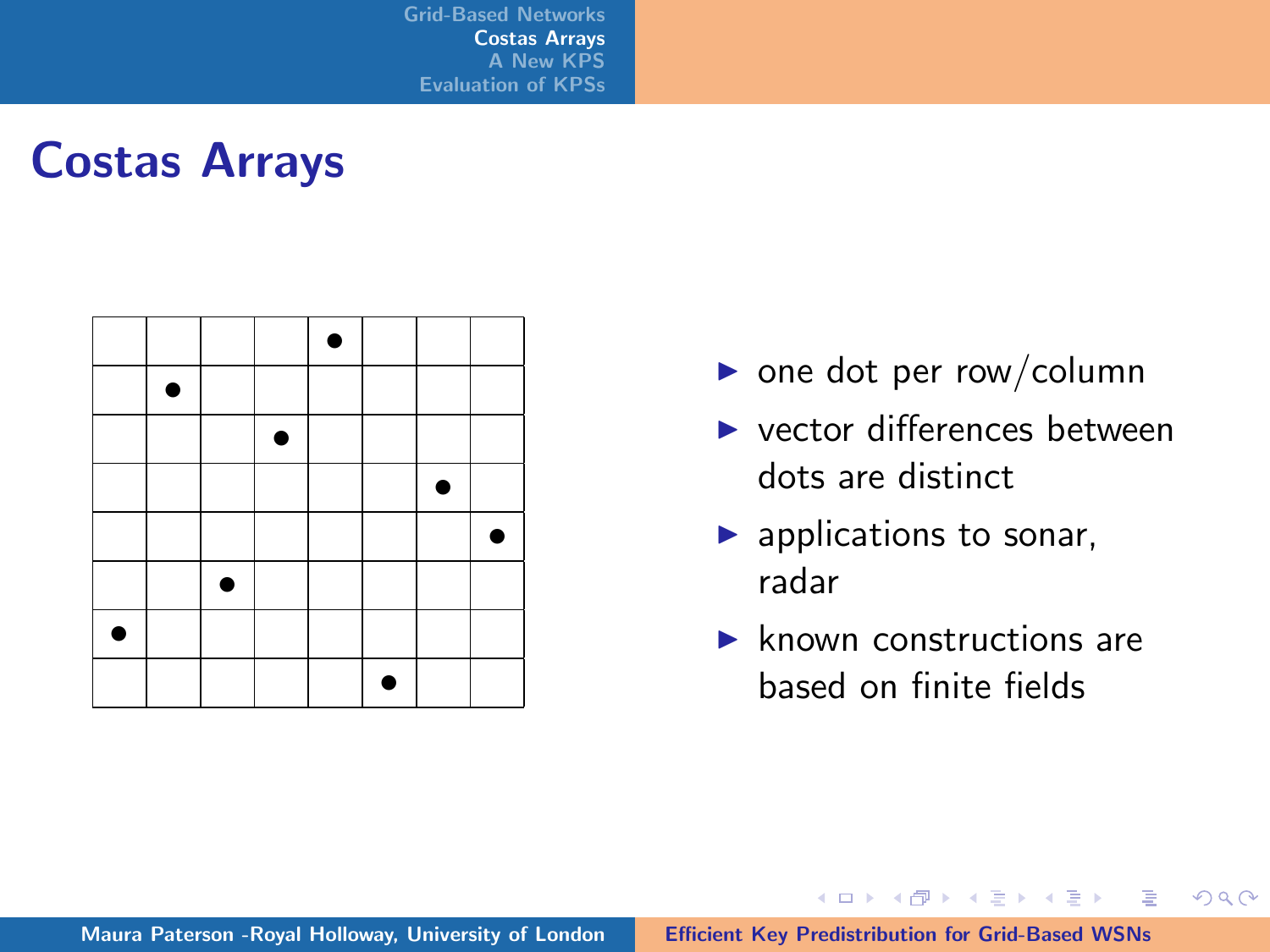# Costas Arrays

| | | | | | | | |
|---|---|---|---|---|---|---|---|
| | | | | ● | | | |
| | ● | | | | | | |
| | | | ● | | | | |
| | | | | | | ● | |
| | | | | | | | ● |
| | | ● | | | | | |
| ● | | | | | | | |
| | | | | | ● | | |

- one dot per row/column
- vector differences between dots are distinct
- applications to sonar, radar
- known constructions are based on finite fields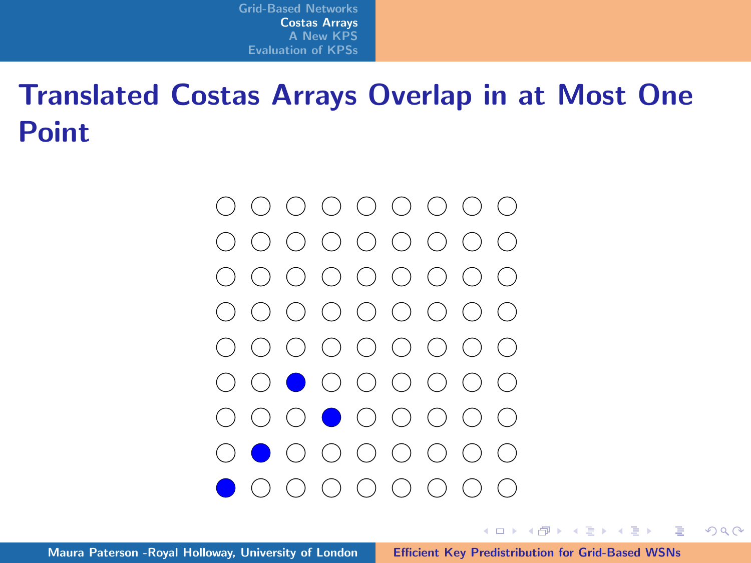# Translated Costas Arrays Overlap in at Most One Point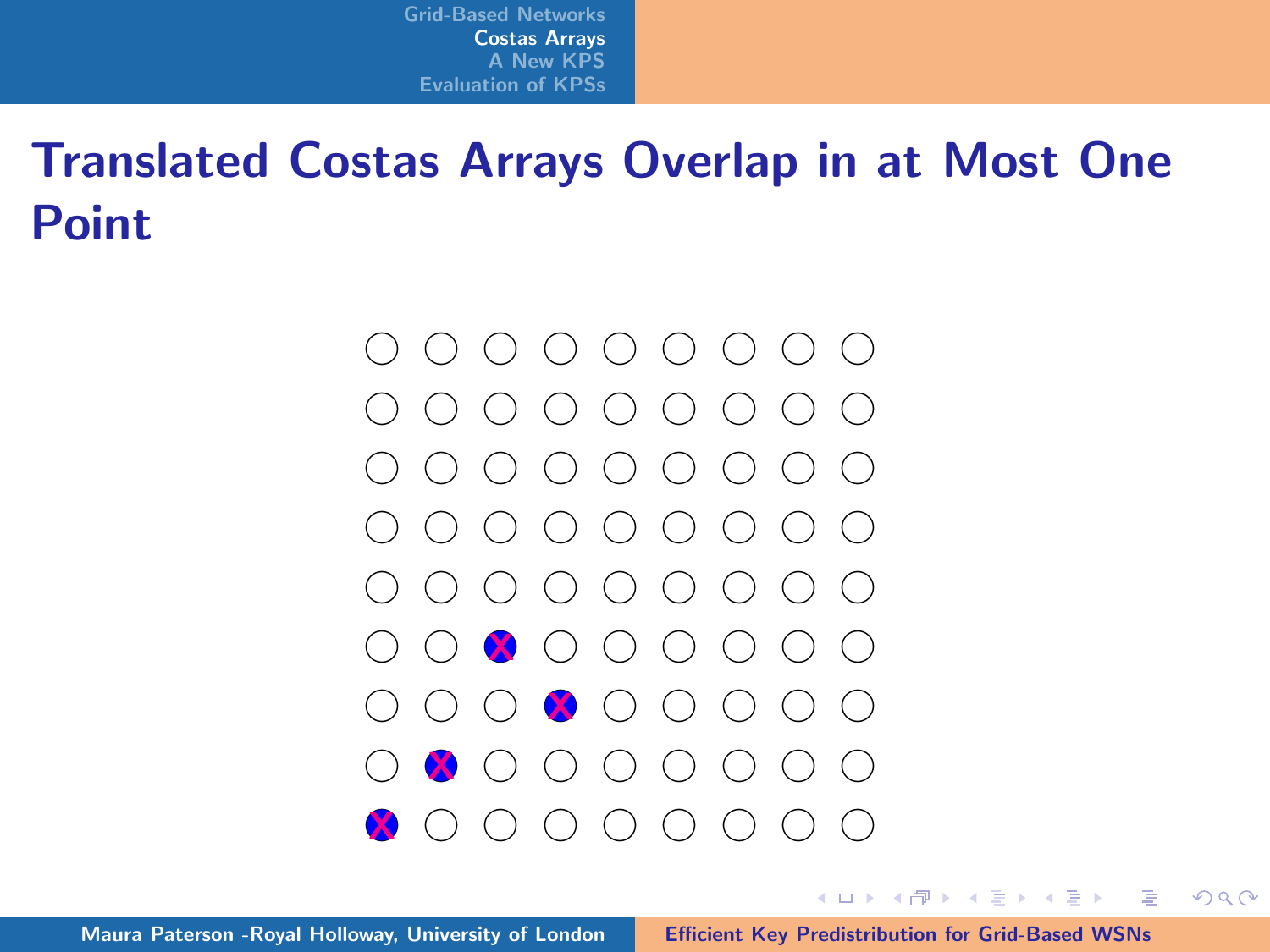# Translated Costas Arrays Overlap in at Most One Point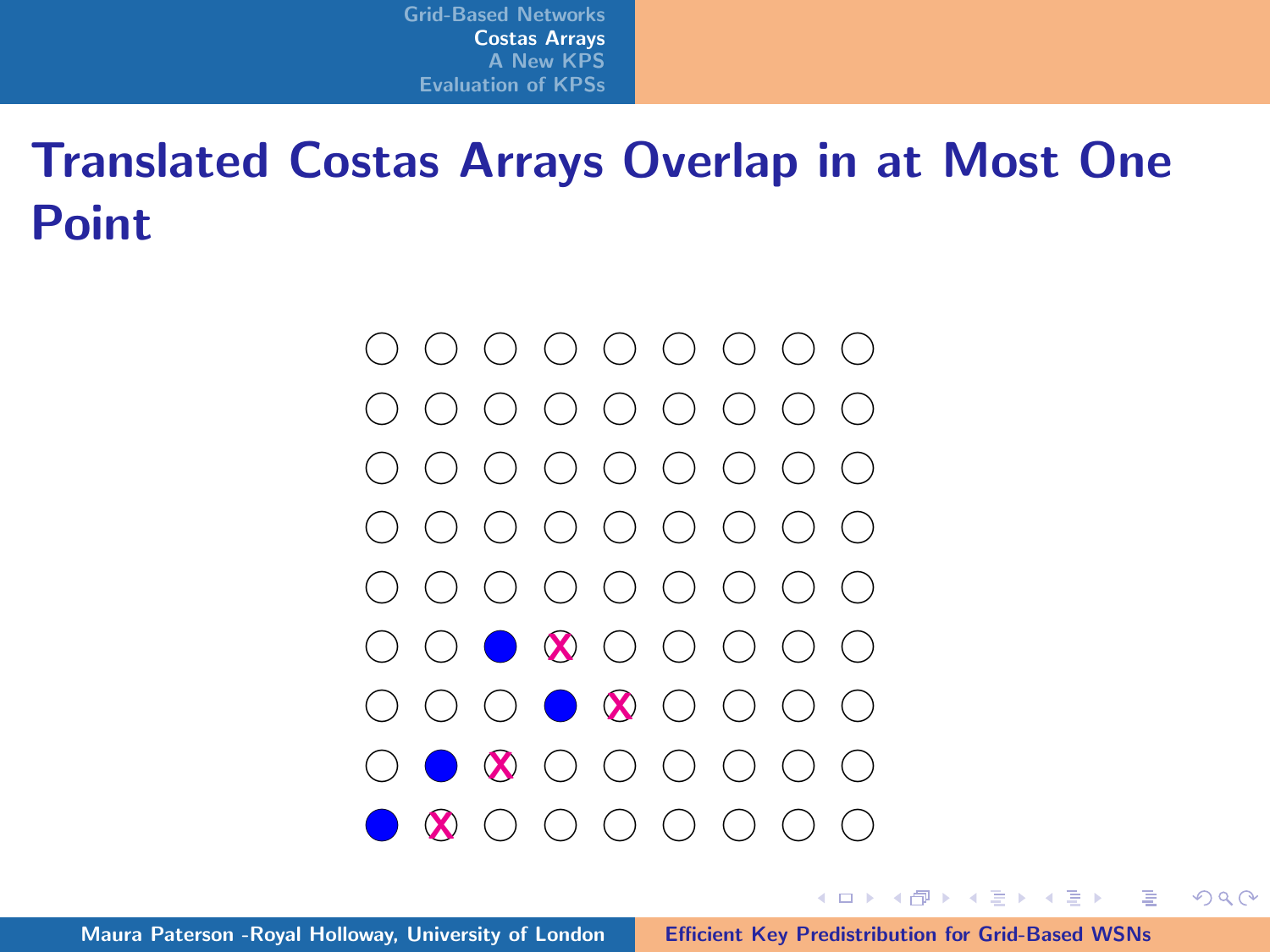# Translated Costas Arrays Overlap in at Most One Point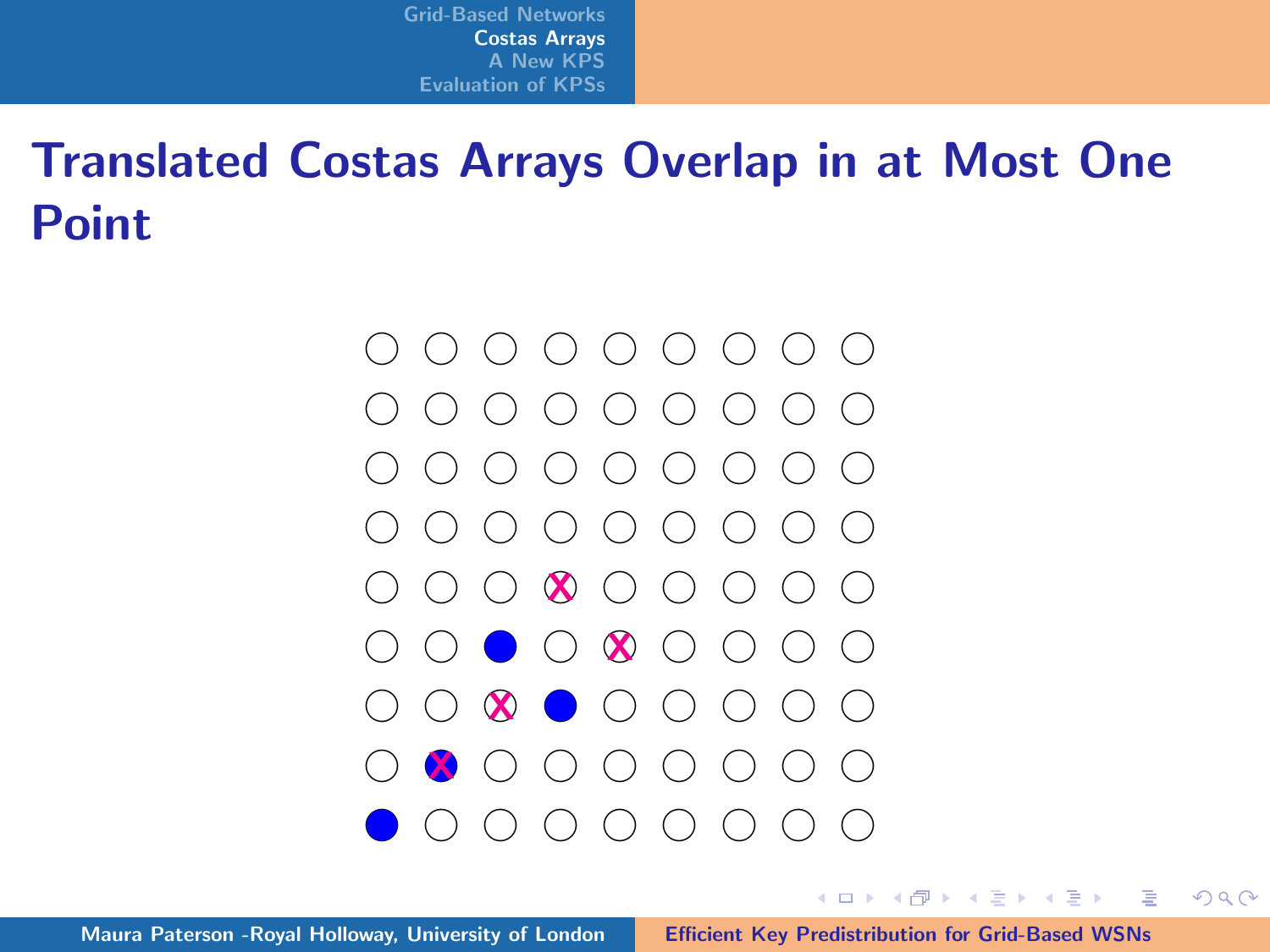# Translated Costas Arrays Overlap in at Most One Point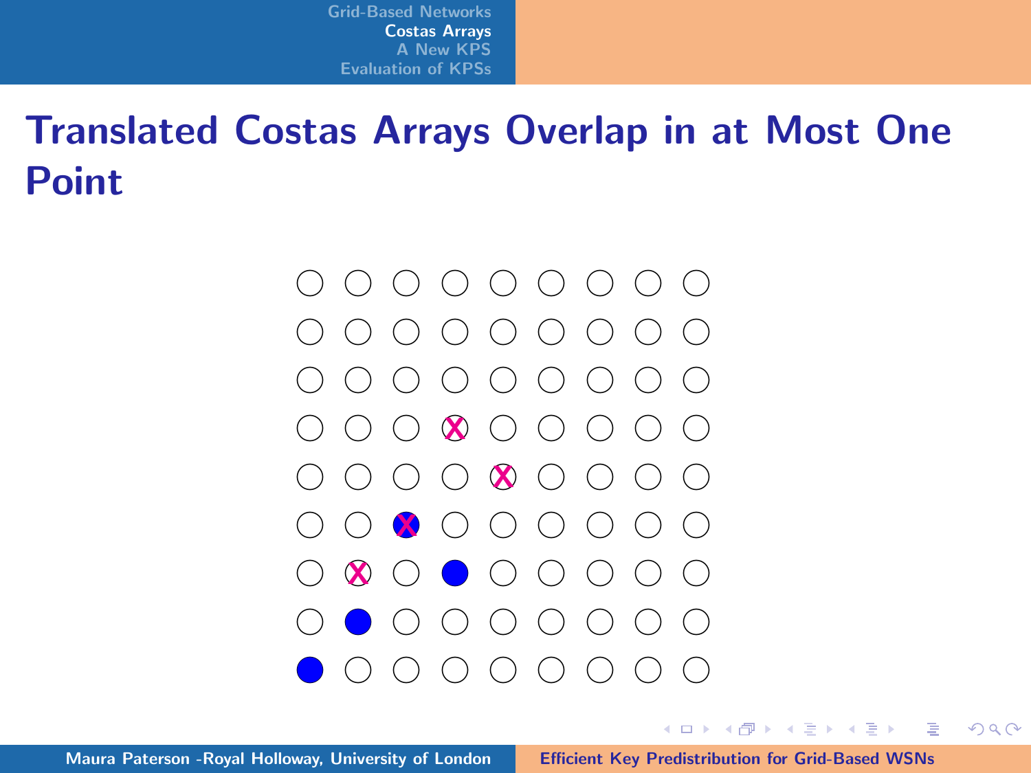# Translated Costas Arrays Overlap in at Most One Point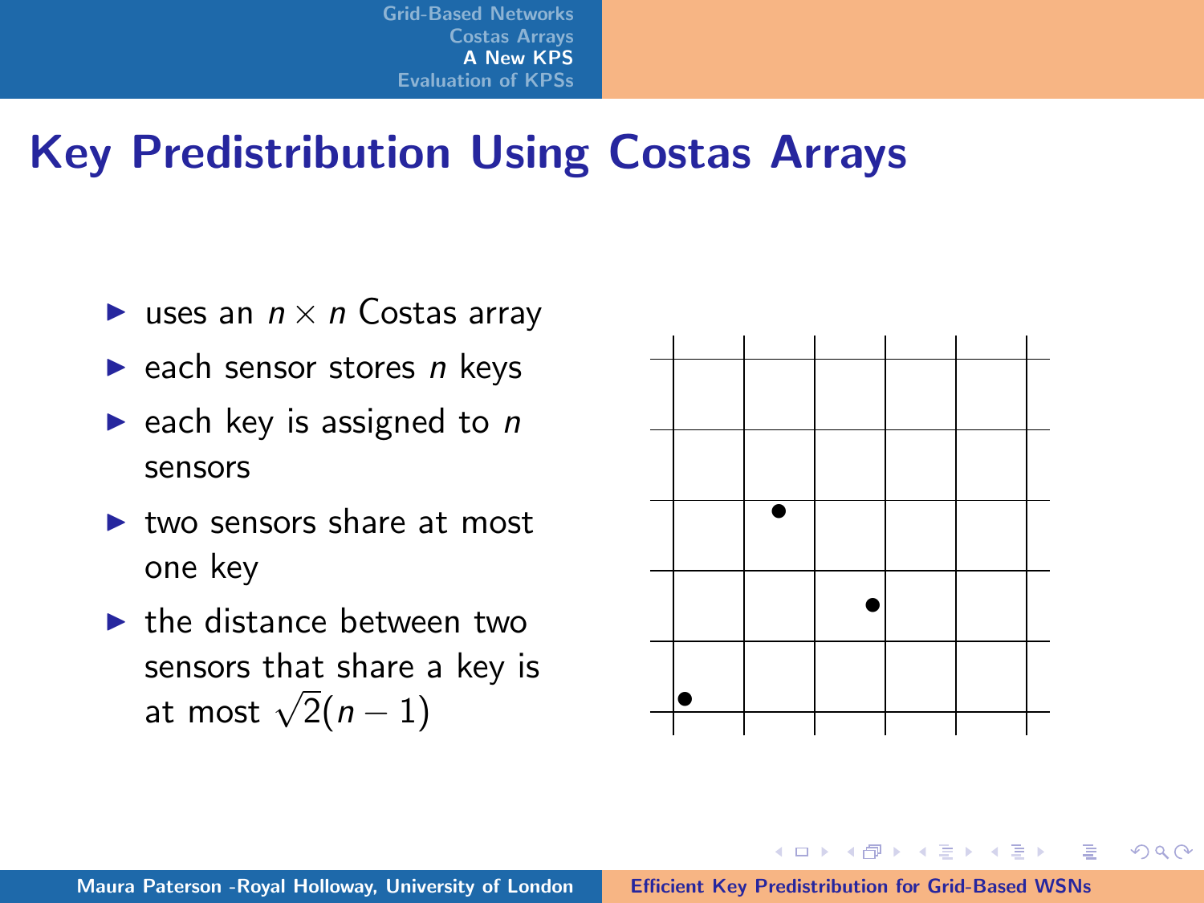# Key Predistribution Using Costas Arrays

- uses an $n \times n$ Costas array
- each sensor stores $n$ keys
- each key is assigned to $n$ sensors
- two sensors share at most one key
- the distance between two sensors that share a key is at most $\sqrt{2}(n-1)$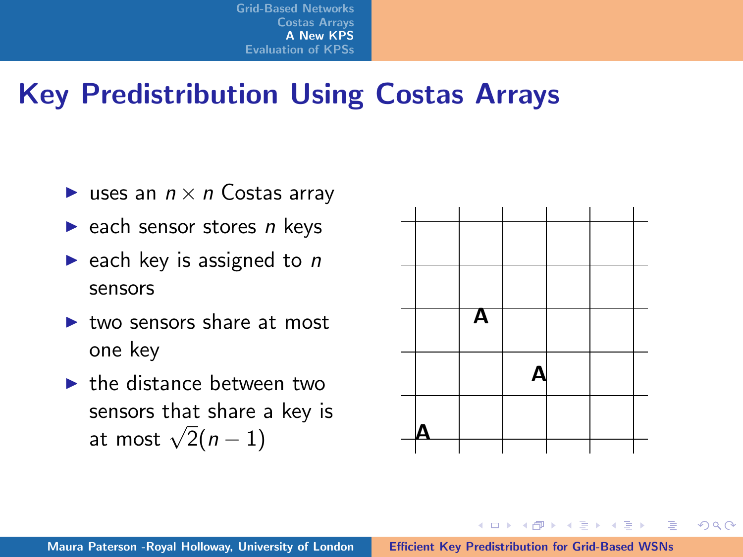# Key Predistribution Using Costas Arrays

- uses an $n \times n$ Costas array
- each sensor stores $n$ keys
- each key is assigned to $n$ sensors
- two sensors share at most one key
- the distance between two sensors that share a key is at most $\sqrt{2}(n-1)$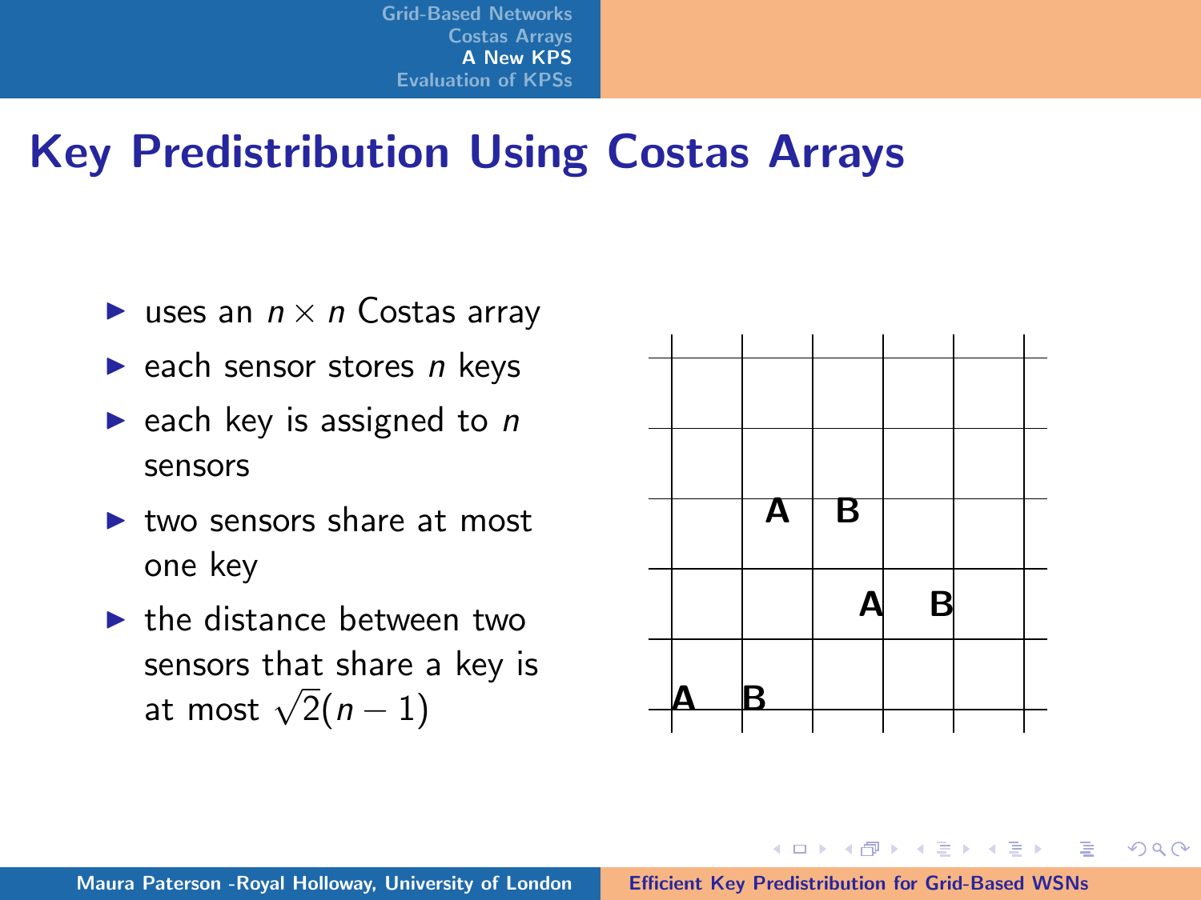# Key Predistribution Using Costas Arrays

- uses an $n \times n$ Costas array
- each sensor stores $n$ keys
- each key is assigned to $n$ sensors
- two sensors share at most one key
- the distance between two sensors that share a key is at most $\sqrt{2}(n-1)$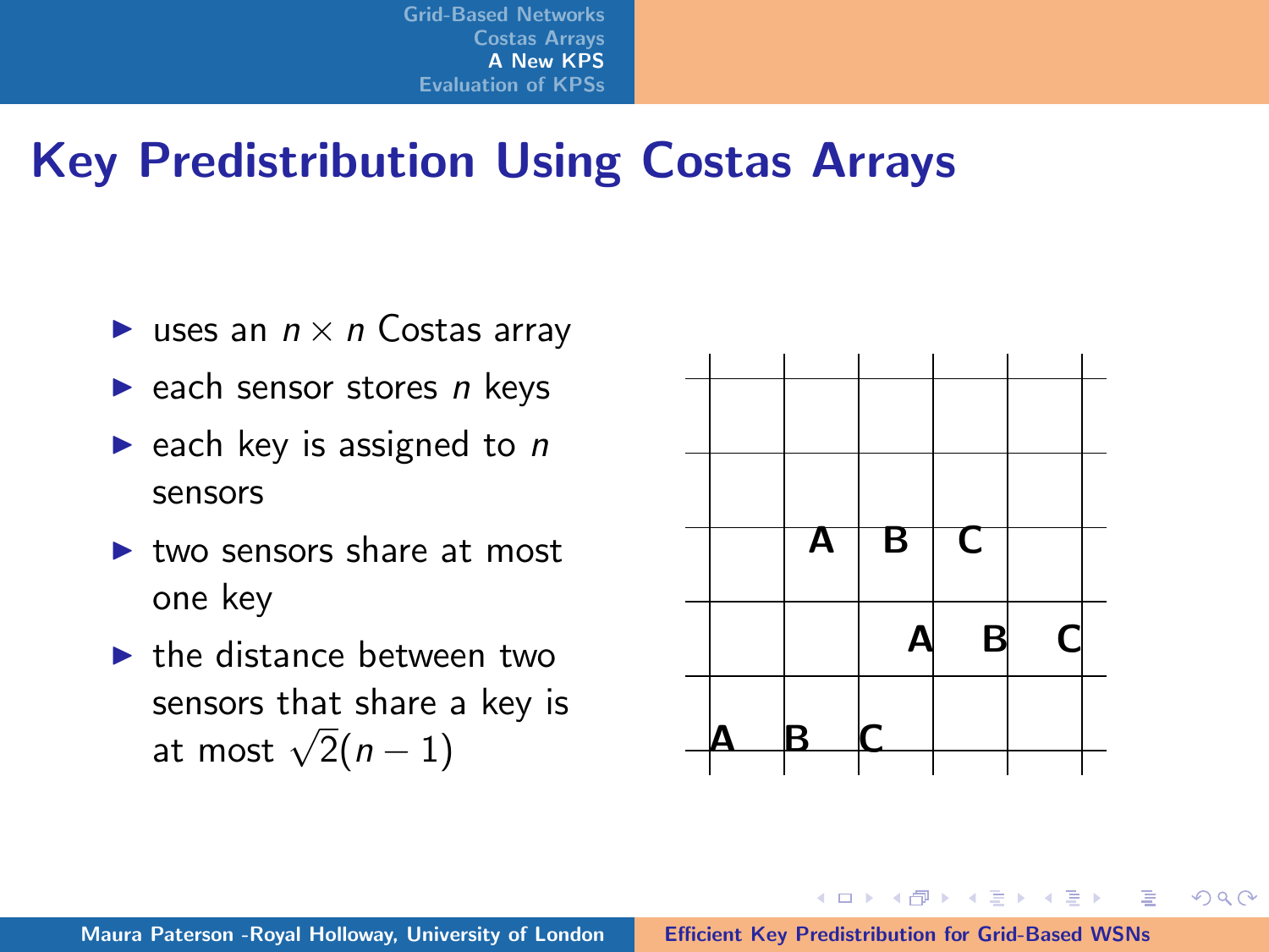# Key Predistribution Using Costas Arrays

- uses an $n \times n$ Costas array
- each sensor stores $n$ keys
- each key is assigned to $n$ sensors
- two sensors share at most one key
- the distance between two sensors that share a key is at most $\sqrt{2}(n-1)$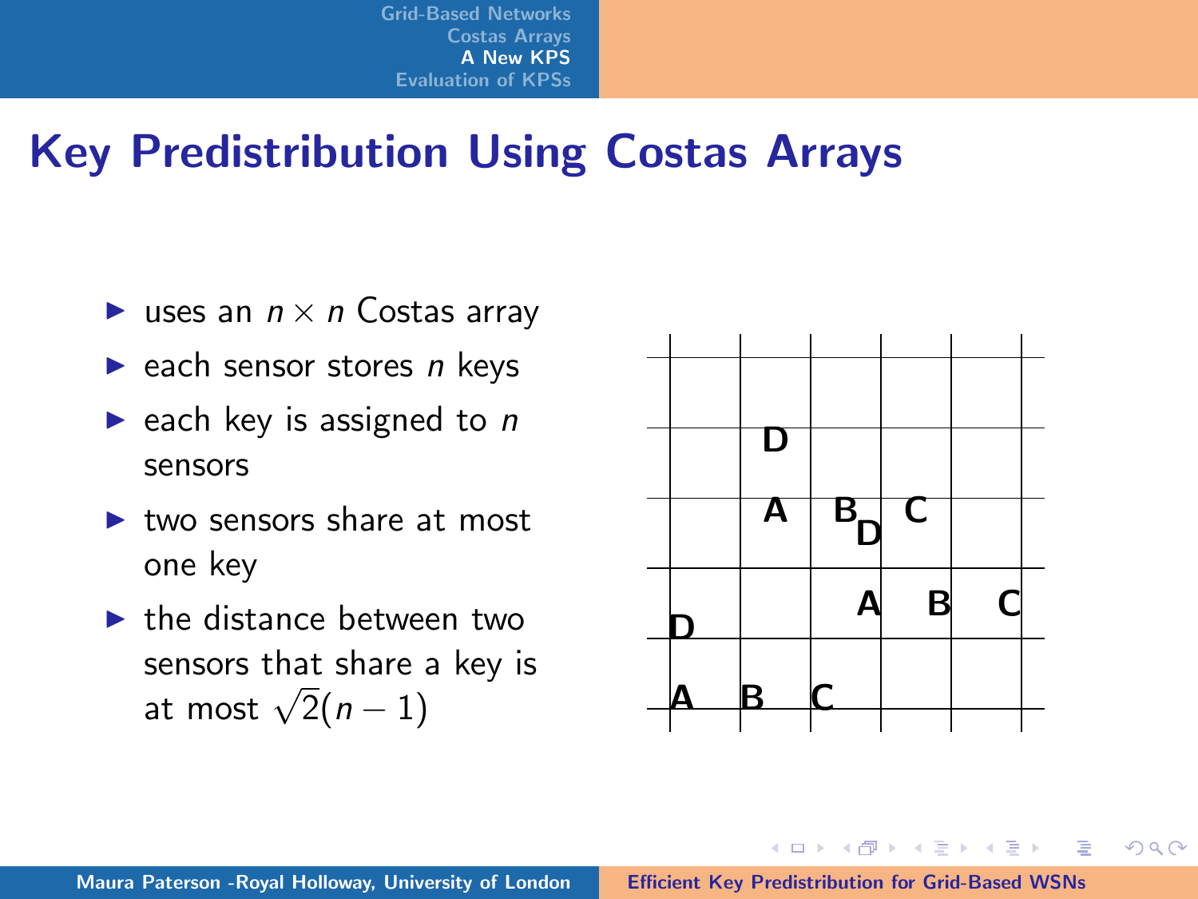# Key Predistribution Using Costas Arrays

- uses an $n \times n$ Costas array
- each sensor stores $n$ keys
- each key is assigned to $n$ sensors
- two sensors share at most one key
- the distance between two sensors that share a key is at most $\sqrt{2}(n-1)$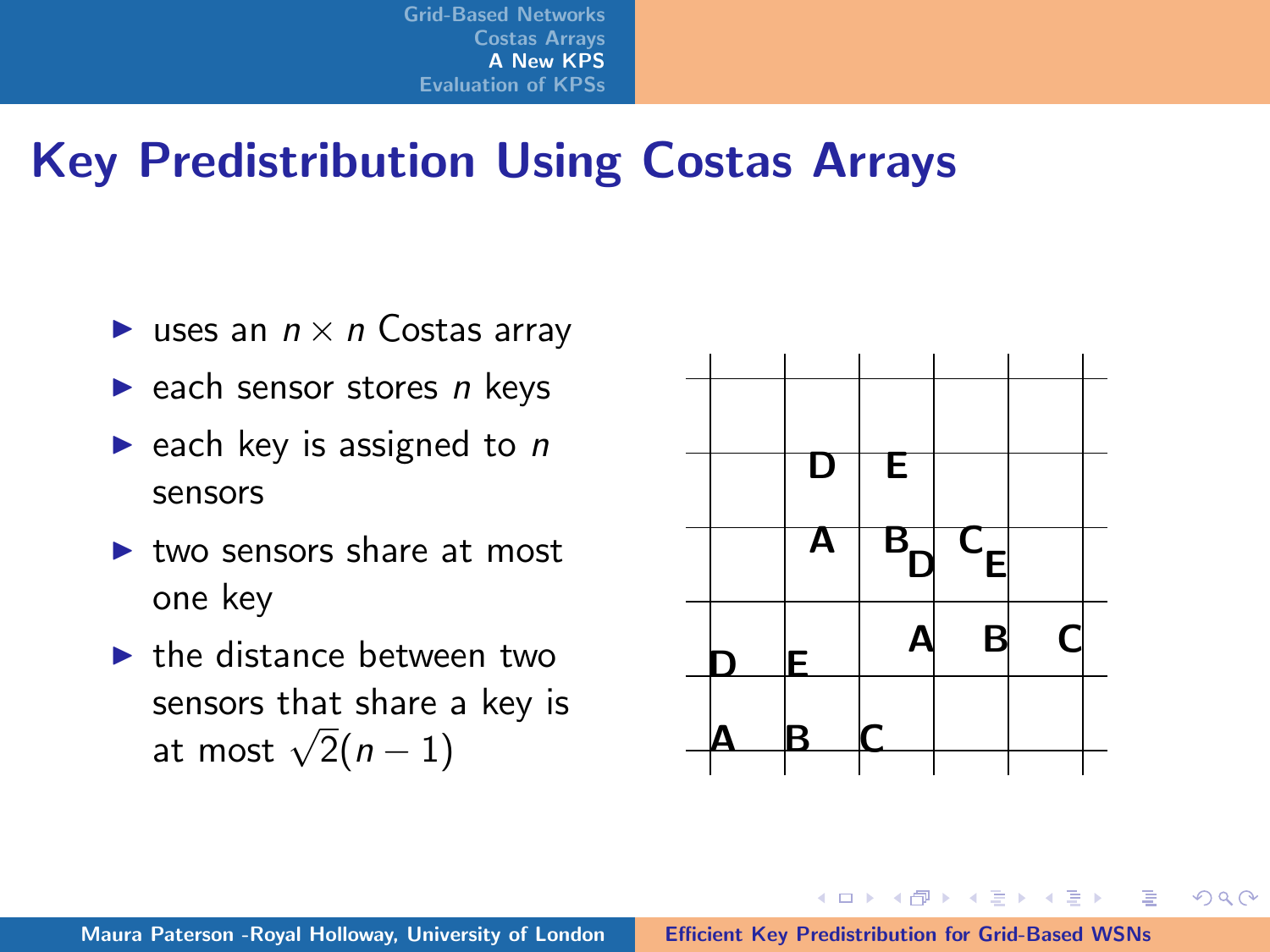# Key Predistribution Using Costas Arrays

- uses an $n \times n$ Costas array
- each sensor stores $n$ keys
- each key is assigned to $n$ sensors
- two sensors share at most one key
- the distance between two sensors that share a key is at most $\sqrt{2}(n-1)$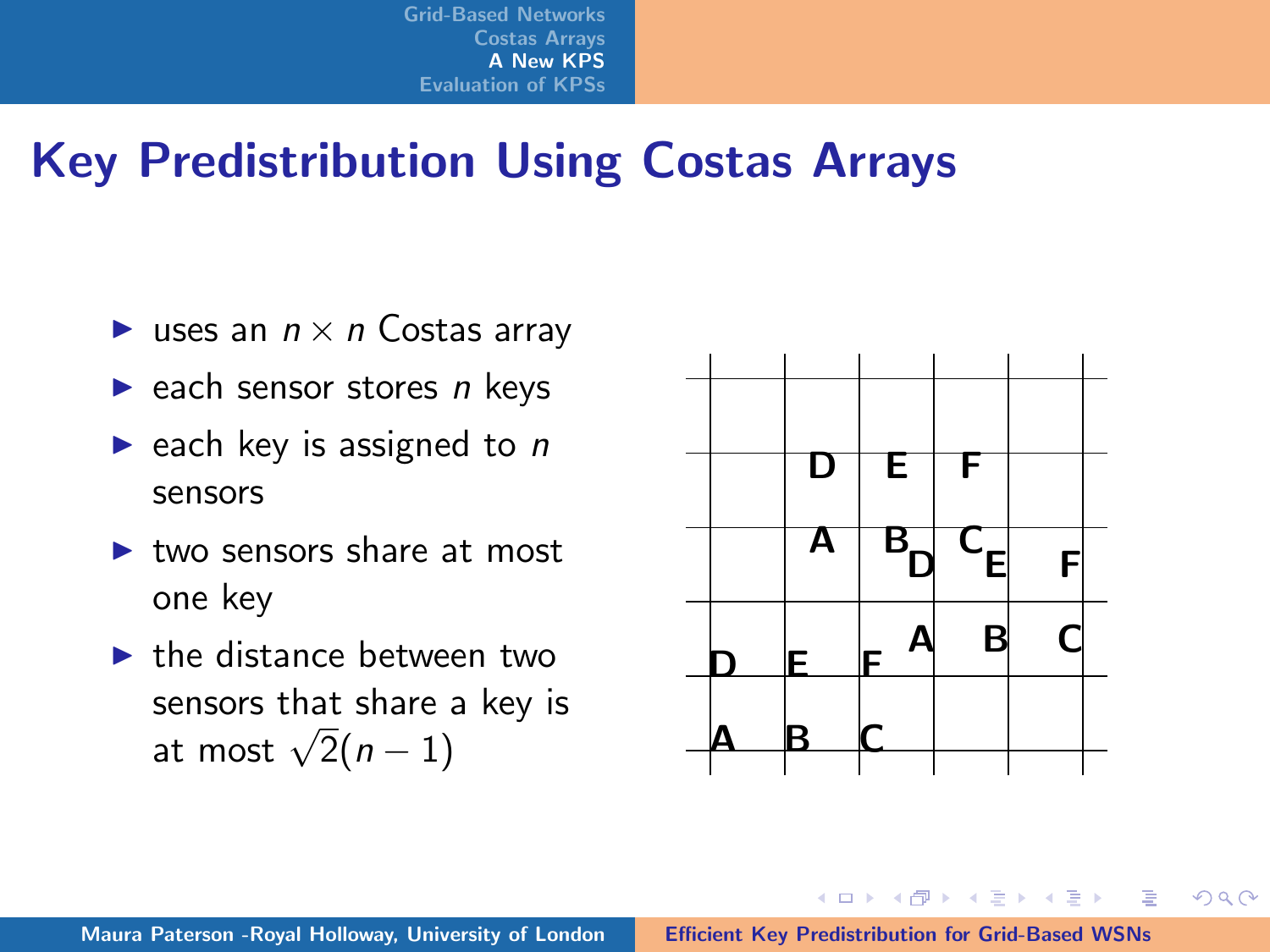# Key Predistribution Using Costas Arrays

- uses an $n \times n$ Costas array
- each sensor stores $n$ keys
- each key is assigned to $n$ sensors
- two sensors share at most one key
- the distance between two sensors that share a key is at most $\sqrt{2}(n-1)$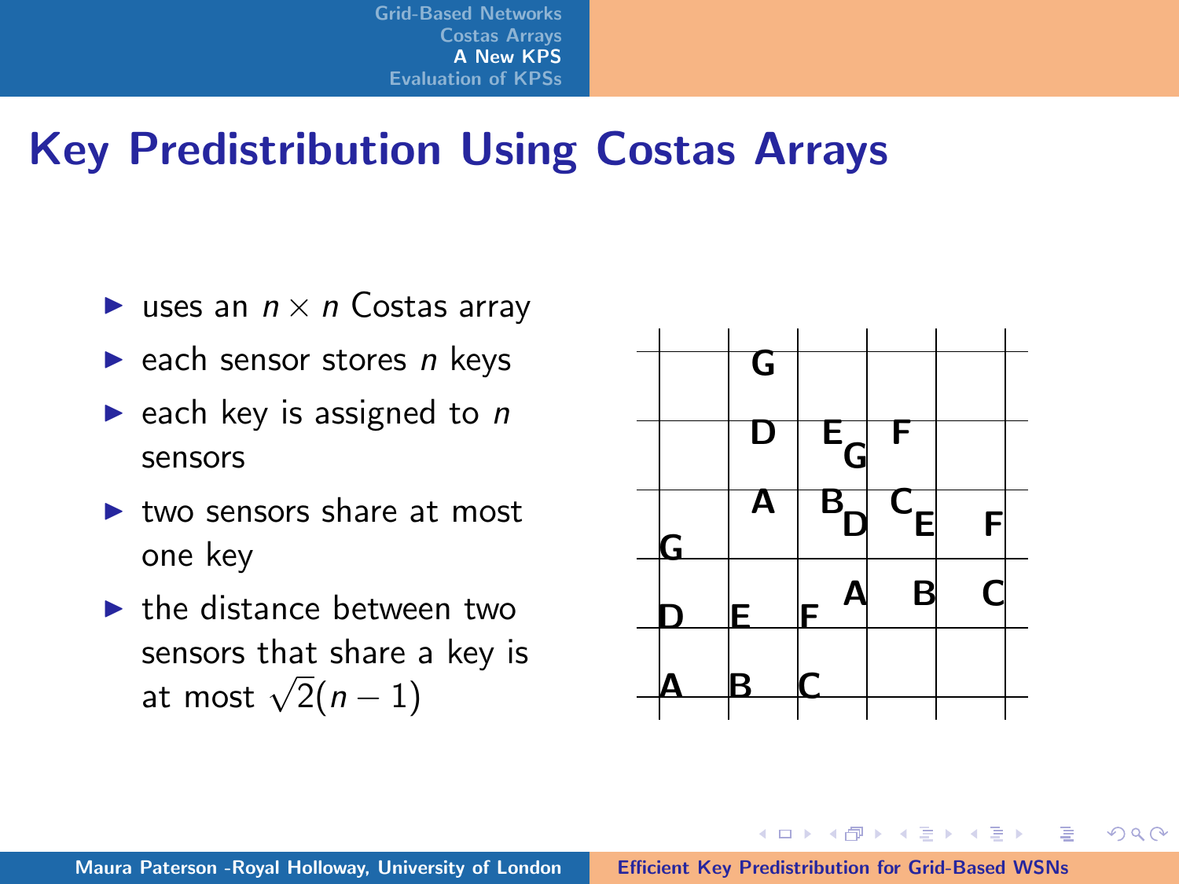## Key Predistribution Using Costas Arrays

- uses an $n \times n$ Costas array
- each sensor stores $n$ keys
- each key is assigned to $n$ sensors
- two sensors share at most one key
- the distance between two sensors that share a key is at most $\sqrt{2}(n-1)$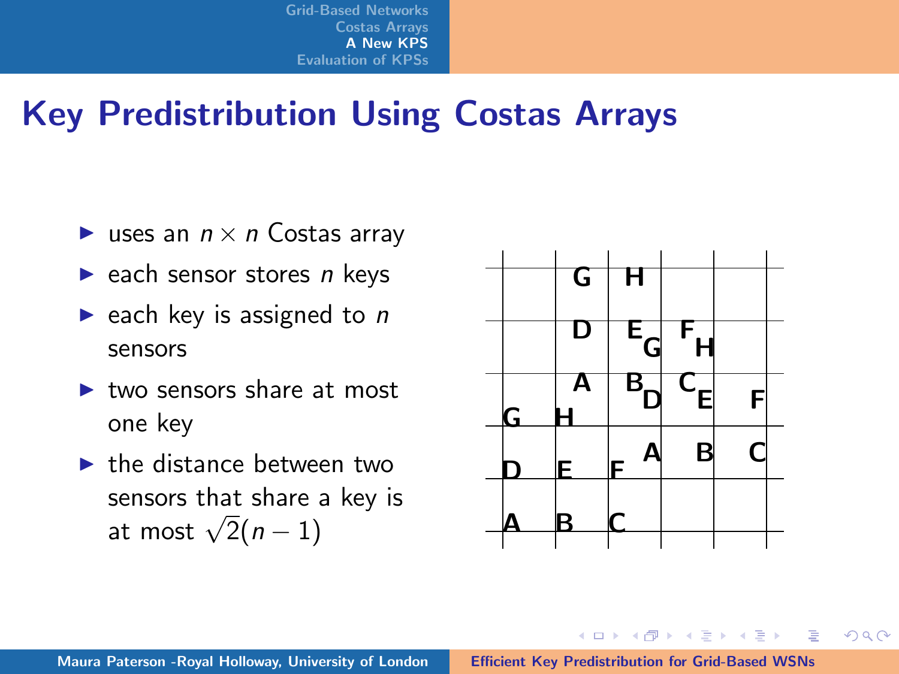# Key Predistribution Using Costas Arrays

- uses an $n \times n$ Costas array
- each sensor stores $n$ keys
- each key is assigned to $n$ sensors
- two sensors share at most one key
- the distance between two sensors that share a key is at most $\sqrt{2}(n-1)$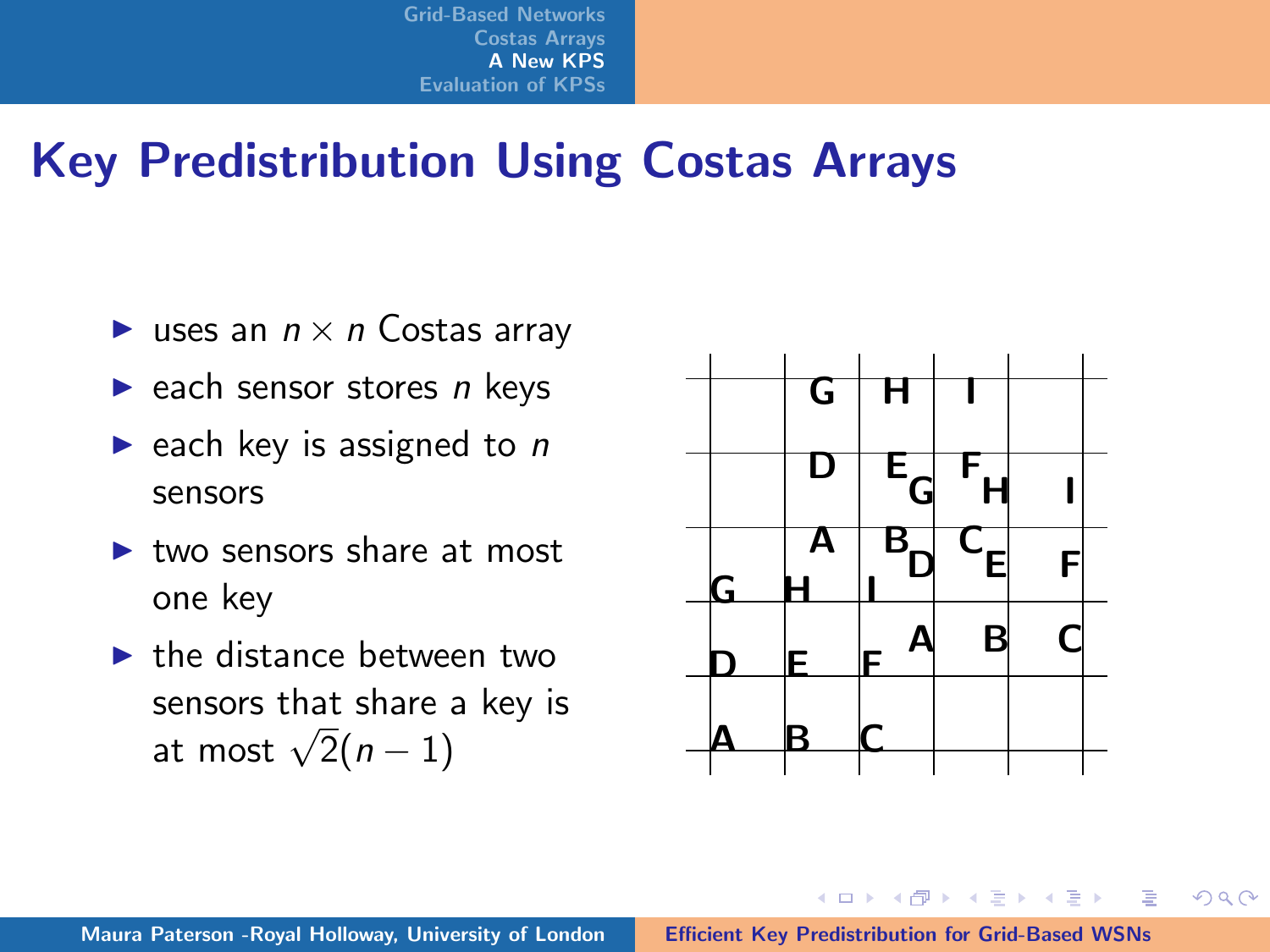# Key Predistribution Using Costas Arrays

- uses an $n \times n$ Costas array
- each sensor stores $n$ keys
- each key is assigned to $n$ sensors
- two sensors share at most one key
- the distance between two sensors that share a key is at most $\sqrt{2}(n-1)$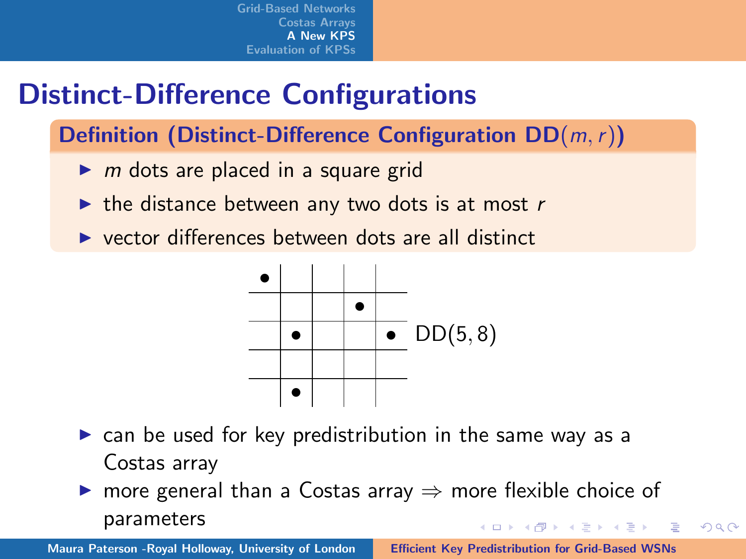# Distinct-Difference Configurations

**Definition (Distinct-Difference Configuration DD$(m, r)$)**

- $m$ dots are placed in a square grid
- the distance between any two dots is at most $r$
- vector differences between dots are all distinct

DD$(5, 8)$

- can be used for key predistribution in the same way as a Costas array
- more general than a Costas array $\Rightarrow$ more flexible choice of parameters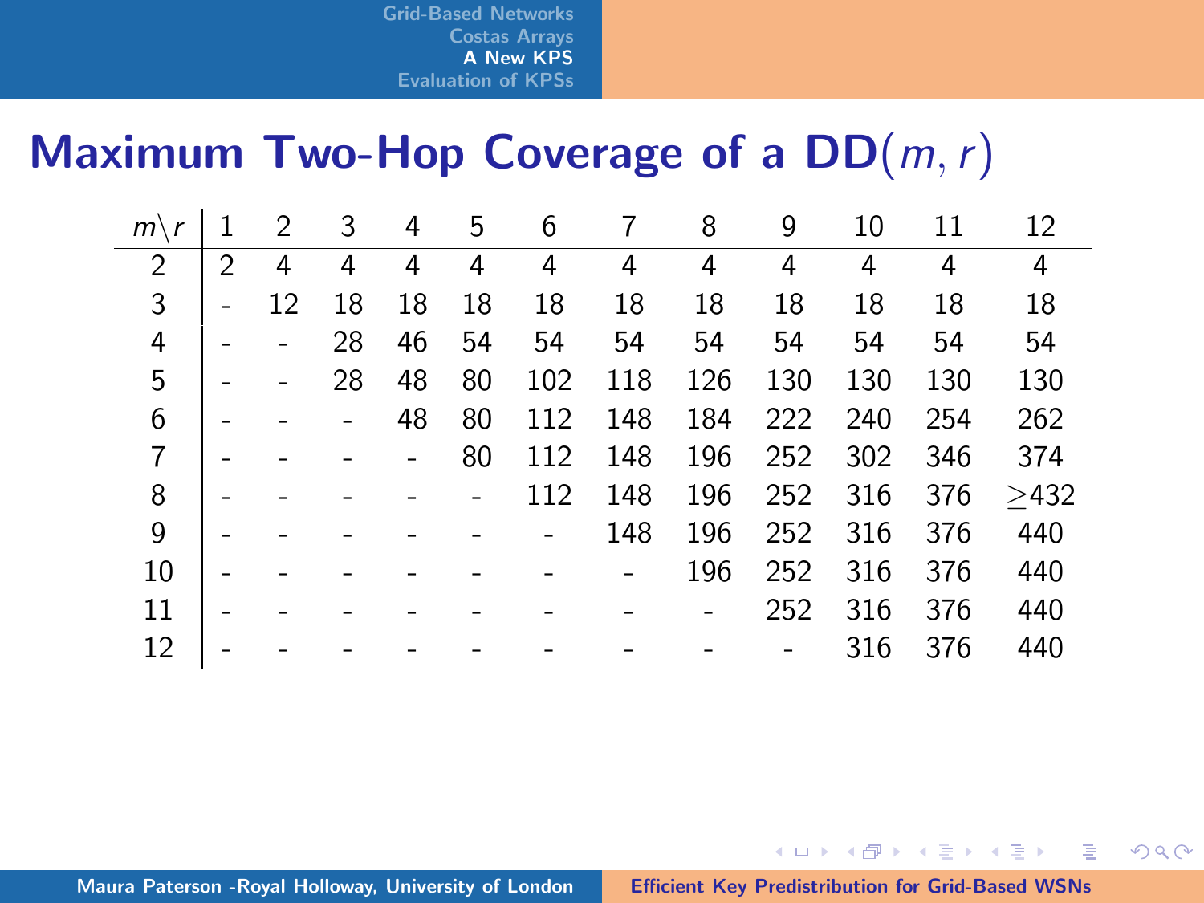# Maximum Two-Hop Coverage of a DD($m, r$)

| $m \backslash r$ | 1 | 2 | 3 | 4 | 5 | 6 | 7 | 8 | 9 | 10 | 11 | 12 |
|---|---|---|---|---|---|---|---|---|---|---|---|---|
| 2 | 2 | 4 | 4 | 4 | 4 | 4 | 4 | 4 | 4 | 4 | 4 | 4 |
| 3 | - | 12 | 18 | 18 | 18 | 18 | 18 | 18 | 18 | 18 | 18 | 18 |
| 4 | - | - | 28 | 46 | 54 | 54 | 54 | 54 | 54 | 54 | 54 | 54 |
| 5 | - | - | 28 | 48 | 80 | 102 | 118 | 126 | 130 | 130 | 130 | 130 |
| 6 | - | - | - | 48 | 80 | 112 | 148 | 184 | 222 | 240 | 254 | 262 |
| 7 | - | - | - | - | 80 | 112 | 148 | 196 | 252 | 302 | 346 | 374 |
| 8 | - | - | - | - | - | 112 | 148 | 196 | 252 | 316 | 376 | $\geq$432 |
| 9 | - | - | - | - | - | - | 148 | 196 | 252 | 316 | 376 | 440 |
| 10 | - | - | - | - | - | - | - | 196 | 252 | 316 | 376 | 440 |
| 11 | - | - | - | - | - | - | - | - | 252 | 316 | 376 | 440 |
| 12 | - | - | - | - | - | - | - | - | - | 316 | 376 | 440 |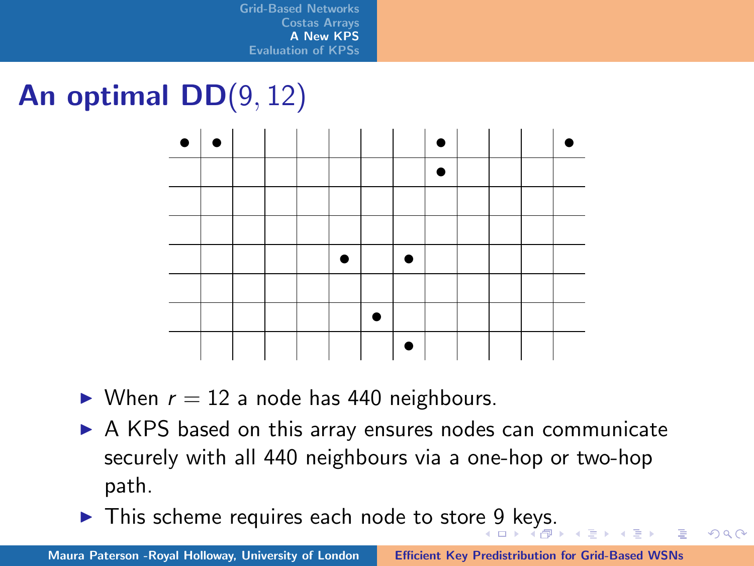# An optimal DD$(9, 12)$

- When $r = 12$ a node has 440 neighbours.
- A KPS based on this array ensures nodes can communicate securely with all 440 neighbours via a one-hop or two-hop path.
- This scheme requires each node to store 9 keys.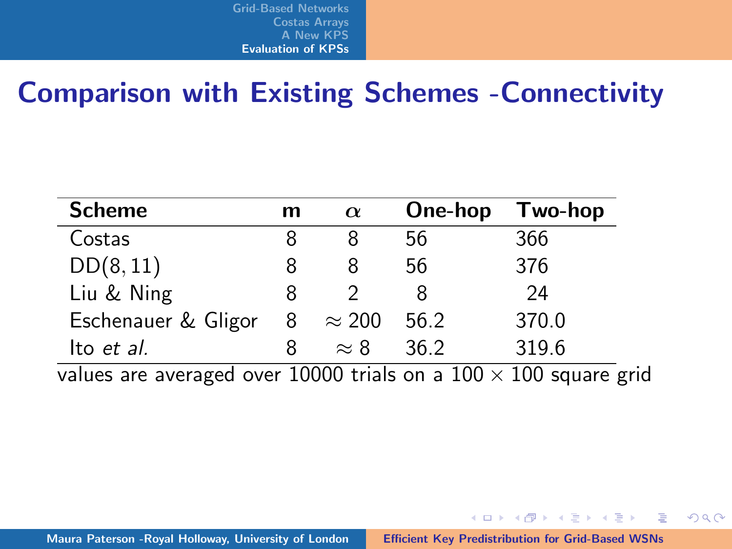# Comparison with Existing Schemes -Connectivity

| Scheme | m | $\alpha$ | One-hop | Two-hop |
|---|---|---|---|---|
| Costas | 8 | 8 | 56 | 366 |
| DD$(8, 11)$ | 8 | 8 | 56 | 376 |
| Liu & Ning | 8 | 2 | 8 | 24 |
| Eschenauer & Gligor | 8 | $\approx 200$ | 56.2 | 370.0 |
| Ito *et al.* | 8 | $\approx 8$ | 36.2 | 319.6 |

values are averaged over 10000 trials on a $100 \times 100$ square grid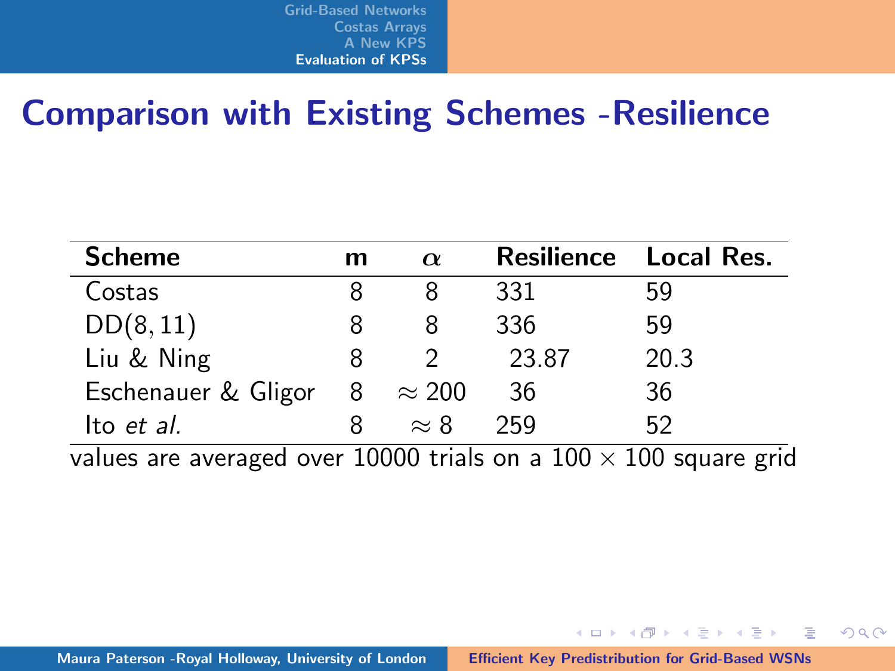# Comparison with Existing Schemes -Resilience

| Scheme | m | $\alpha$ | Resilience | Local Res. |
|---|---|---|---|---|
| Costas | 8 | 8 | 331 | 59 |
| DD(8, 11) | 8 | 8 | 336 | 59 |
| Liu & Ning | 8 | 2 | 23.87 | 20.3 |
| Eschenauer & Gligor | 8 | $\approx 200$ | 36 | 36 |
| Ito *et al.* | 8 | $\approx 8$ | 259 | 52 |

values are averaged over 10000 trials on a $100 \times 100$ square grid